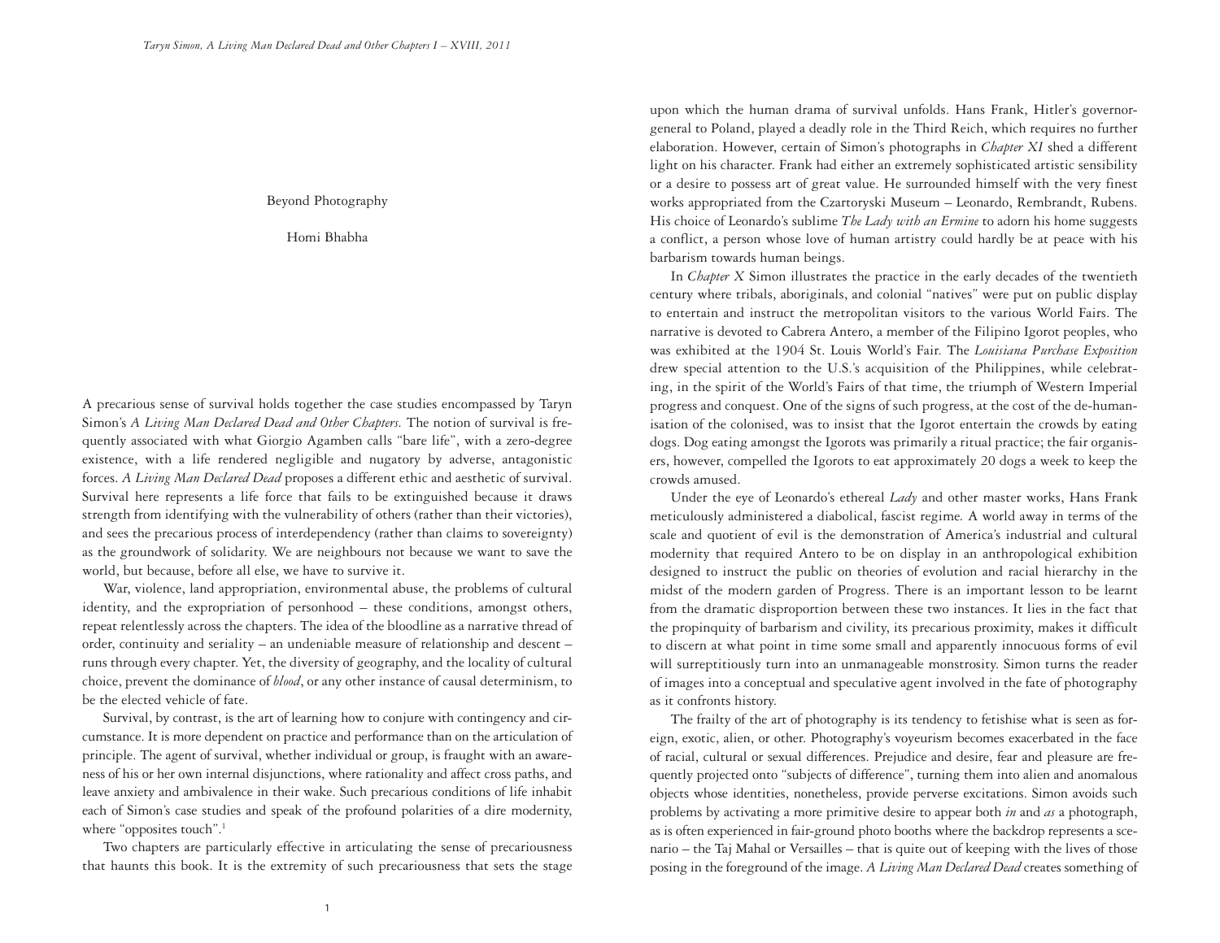# Beyond Photography

Homi Bhabha

A precarious sense of survival holds together the case studies encompassed by Taryn Simon's *A Living Man Declared Dead and Other Chapters.* The notion of survival is frequently associated with what Giorgio Agamben calls "bare life", with a zero-degree existence, with a life rendered negligible and nugatory by adverse, antagonistic forces. *A Living Man Declared Dead* proposes a different ethic and aesthetic of survival. Survival here represents a life force that fails to be extinguished because it draws strength from identifying with the vulnerability of others (rather than their victories), and sees the precarious process of interdependency (rather than claims to sovereignty) as the groundwork of solidarity. We are neighbours not because we want to save the world, but because, before all else, we have to survive it.

War, violence, land appropriation, environmental abuse, the problems of cultural identity, and the expropriation of personhood – these conditions, amongst others, repeat relentlessly across the chapters. The idea of the bloodline as a narrative thread of order, continuity and seriality – an undeniable measure of relationship and descent – runs through every chapter. Yet, the diversity of geography, and the locality of cultural choice, prevent the dominance of *blood*, or any other instance of causal determinism, to be the elected vehicle of fate.

Survival, by contrast, is the art of learning how to conjure with contingency and circumstance. It is more dependent on practice and performance than on the articulation of principle. The agent of survival, whether individual or group, is fraught with an awareness of his or her own internal disjunctions, where rationality and affect cross paths, and leave anxiety and ambivalence in their wake. Such precarious conditions of life inhabit each of Simon's case studies and speak of the profound polarities of a dire modernity, where "opposites touch".[1]

Two chapters are particularly effective in articulating the sense of precariousness that haunts this book. It is the extremity of such precariousness that sets the stage upon which the human drama of survival unfolds. Hans Frank, Hitler's governor-general to Poland, played a deadly role in the Third Reich, which requires no further elaboration. However, certain of Simon's photographs in *Chapter XI* shed a different light on his character. Frank had either an extremely sophisticated artistic sensibility or a desire to possess art of great value. He surrounded himself with the very finest works appropriated from the Czartoryski Museum – Leonardo, Rembrandt, Rubens. His choice of Leonardo's sublime *The Lady with an Ermine* to adorn his home suggests a conflict, a person whose love of human artistry could hardly be at peace with his barbarism towards human beings.

In *Chapter X* Simon illustrates the practice in the early decades of the twentieth century where tribals, aboriginals, and colonial "natives" were put on public display to entertain and instruct the metropolitan visitors to the various World Fairs. The narrative is devoted to Cabrera Antero, a member of the Filipino Igorot peoples, who was exhibited at the 1904 St. Louis World's Fair. The *Louisiana Purchase Exposition* drew special attention to the U.S.'s acquisition of the Philippines, while celebrating, in the spirit of the World's Fairs of that time, the triumph of Western Imperial progress and conquest. One of the signs of such progress, at the cost of the de-humanisation of the colonised, was to insist that the Igorot entertain the crowds by eating dogs. Dog eating amongst the Igorots was primarily a ritual practice; the fair organisers, however, compelled the Igorots to eat approximately 20 dogs a week to keep the crowds amused.

Under the eye of Leonardo's ethereal *Lady* and other master works, Hans Frank meticulously administered a diabolical, fascist regime. A world away in terms of the scale and quotient of evil is the demonstration of America's industrial and cultural modernity that required Antero to be on display in an anthropological exhibition designed to instruct the public on theories of evolution and racial hierarchy in the midst of the modern garden of Progress. There is an important lesson to be learnt from the dramatic disproportion between these two instances. It lies in the fact that the propinquity of barbarism and civility, its precarious proximity, makes it difficult to discern at what point in time some small and apparently innocuous forms of evil will surreptitiously turn into an unmanageable monstrosity. Simon turns the reader of images into a conceptual and speculative agent involved in the fate of photography as it confronts history.

The frailty of the art of photography is its tendency to fetishise what is seen as foreign, exotic, alien, or other. Photography's voyeurism becomes exacerbated in the face of racial, cultural or sexual differences. Prejudice and desire, fear and pleasure are frequently projected onto "subjects of difference", turning them into alien and anomalous objects whose identities, nonetheless, provide perverse excitations. Simon avoids such problems by activating a more primitive desire to appear both *in* and *as* a photograph, as is often experienced in fair-ground photo booths where the backdrop represents a scenario – the Taj Mahal or Versailles – that is quite out of keeping with the lives of those posing in the foreground of the image. *A Living Man Declared Dead* creates something of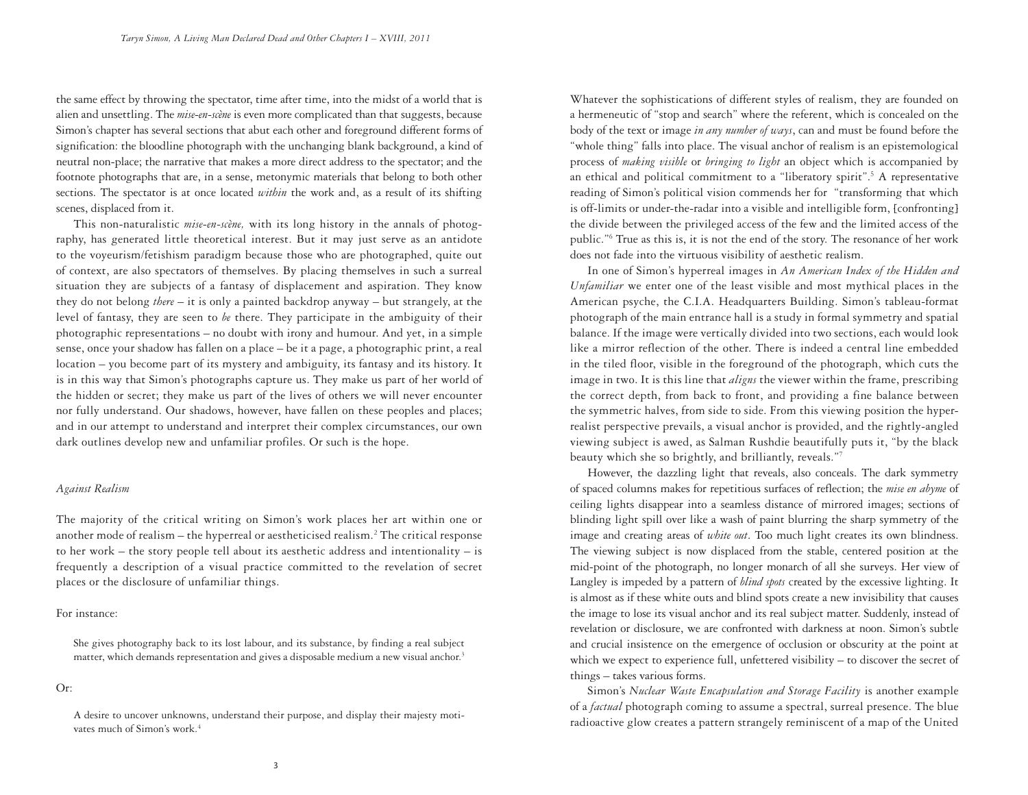the same effect by throwing the spectator, time after time, into the midst of a world that is alien and unsettling. The *mise-en-scène* is even more complicated than that suggests, because Simon's chapter has several sections that abut each other and foreground different forms of signification: the bloodline photograph with the unchanging blank background, a kind of neutral non-place; the narrative that makes a more direct address to the spectator; and the footnote photographs that are, in a sense, metonymic materials that belong to both other sections. The spectator is at once located *within* the work and, as a result of its shifting scenes, displaced from it.

This non-naturalistic *mise-en-scène,* with its long history in the annals of photography, has generated little theoretical interest. But it may just serve as an antidote to the voyeurism/fetishism paradigm because those who are photographed, quite out of context, are also spectators of themselves. By placing themselves in such a surreal situation they are subjects of a fantasy of displacement and aspiration. They know they do not belong *there* – it is only a painted backdrop anyway – but strangely, at the level of fantasy, they are seen to *be* there. They participate in the ambiguity of their photographic representations – no doubt with irony and humour. And yet, in a simple sense, once your shadow has fallen on a place – be it a page, a photographic print, a real location – you become part of its mystery and ambiguity, its fantasy and its history. It is in this way that Simon's photographs capture us. They make us part of her world of the hidden or secret; they make us part of the lives of others we will never encounter nor fully understand. Our shadows, however, have fallen on these peoples and places; and in our attempt to understand and interpret their complex circumstances, our own dark outlines develop new and unfamiliar profiles. Or such is the hope.

### *Against Realism*

The majority of the critical writing on Simon's work places her art within one or another mode of realism – the hyperreal or aestheticised realism.[2] The critical response to her work – the story people tell about its aesthetic address and intentionality – is frequently a description of a visual practice committed to the revelation of secret places or the disclosure of unfamiliar things.

For instance:

> She gives photography back to its lost labour, and its substance, by finding a real subject matter, which demands representation and gives a disposable medium a new visual anchor.[3]

Or:

> A desire to uncover unknowns, understand their purpose, and display their majesty motivates much of Simon's work.[4]

Whatever the sophistications of different styles of realism, they are founded on a hermeneutic of "stop and search" where the referent, which is concealed on the body of the text or image *in any number of ways*, can and must be found before the "whole thing" falls into place. The visual anchor of realism is an epistemological process of *making visible* or *bringing to light* an object which is accompanied by an ethical and political commitment to a "liberatory spirit".[5] A representative reading of Simon's political vision commends her for "transforming that which is off-limits or under-the-radar into a visible and intelligible form, [confronting] the divide between the privileged access of the few and the limited access of the public."[6] True as this is, it is not the end of the story. The resonance of her work does not fade into the virtuous visibility of aesthetic realism.

In one of Simon's hyperreal images in *An American Index of the Hidden and Unfamiliar* we enter one of the least visible and most mythical places in the American psyche, the C.I.A. Headquarters Building. Simon's tableau-format photograph of the main entrance hall is a study in formal symmetry and spatial balance. If the image were vertically divided into two sections, each would look like a mirror reflection of the other. There is indeed a central line embedded in the tiled floor, visible in the foreground of the photograph, which cuts the image in two. It is this line that *aligns* the viewer within the frame, prescribing the correct depth, from back to front, and providing a fine balance between the symmetric halves, from side to side. From this viewing position the hyperrealist perspective prevails, a visual anchor is provided, and the rightly-angled viewing subject is awed, as Salman Rushdie beautifully puts it, "by the black beauty which she so brightly, and brilliantly, reveals."[7]

However, the dazzling light that reveals, also conceals. The dark symmetry of spaced columns makes for repetitious surfaces of reflection; the *mise en abyme* of ceiling lights disappear into a seamless distance of mirrored images; sections of blinding light spill over like a wash of paint blurring the sharp symmetry of the image and creating areas of *white out*. Too much light creates its own blindness. The viewing subject is now displaced from the stable, centered position at the mid-point of the photograph, no longer monarch of all she surveys. Her view of Langley is impeded by a pattern of *blind spots* created by the excessive lighting. It is almost as if these white outs and blind spots create a new invisibility that causes the image to lose its visual anchor and its real subject matter. Suddenly, instead of revelation or disclosure, we are confronted with darkness at noon. Simon's subtle and crucial insistence on the emergence of occlusion or obscurity at the point at which we expect to experience full, unfettered visibility – to discover the secret of things – takes various forms.

Simon's *Nuclear Waste Encapsulation and Storage Facility* is another example of a *factual* photograph coming to assume a spectral, surreal presence. The blue radioactive glow creates a pattern strangely reminiscent of a map of the United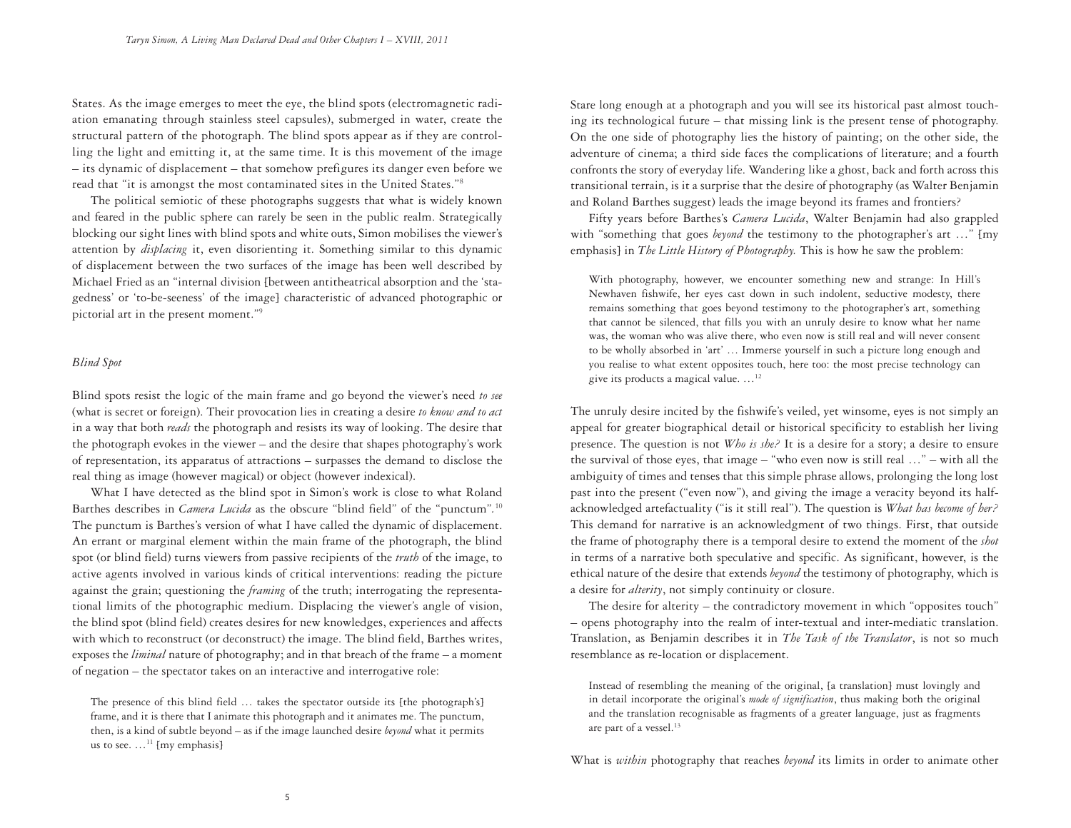States. As the image emerges to meet the eye, the blind spots (electromagnetic radiation emanating through stainless steel capsules), submerged in water, create the structural pattern of the photograph. The blind spots appear as if they are controlling the light and emitting it, at the same time. It is this movement of the image – its dynamic of displacement – that somehow prefigures its danger even before we read that "it is amongst the most contaminated sites in the United States."[8]

The political semiotic of these photographs suggests that what is widely known and feared in the public sphere can rarely be seen in the public realm. Strategically blocking our sight lines with blind spots and white outs, Simon mobilises the viewer's attention by *displacing* it, even disorienting it. Something similar to this dynamic of displacement between the two surfaces of the image has been well described by Michael Fried as an "internal division [between antitheatrical absorption and the 'stagedness' or 'to-be-seeness' of the image] characteristic of advanced photographic or pictorial art in the present moment."[9]

### *Blind Spot*

Blind spots resist the logic of the main frame and go beyond the viewer's need *to see* (what is secret or foreign). Their provocation lies in creating a desire *to know and to act* in a way that both *reads* the photograph and resists its way of looking. The desire that the photograph evokes in the viewer – and the desire that shapes photography's work of representation, its apparatus of attractions – surpasses the demand to disclose the real thing as image (however magical) or object (however indexical).

What I have detected as the blind spot in Simon's work is close to what Roland Barthes describes in *Camera Lucida* as the obscure "blind field" of the "punctum".[10] The punctum is Barthes's version of what I have called the dynamic of displacement. An errant or marginal element within the main frame of the photograph, the blind spot (or blind field) turns viewers from passive recipients of the *truth* of the image, to active agents involved in various kinds of critical interventions: reading the picture against the grain; questioning the *framing* of the truth; interrogating the representational limits of the photographic medium. Displacing the viewer's angle of vision, the blind spot (blind field) creates desires for new knowledges, experiences and affects with which to reconstruct (or deconstruct) the image. The blind field, Barthes writes, exposes the *liminal* nature of photography; and in that breach of the frame – a moment of negation – the spectator takes on an interactive and interrogative role:

> The presence of this blind field … takes the spectator outside its [the photograph's] frame, and it is there that I animate this photograph and it animates me. The punctum, then, is a kind of subtle beyond – as if the image launched desire *beyond* what it permits us to see. …[11] [my emphasis]

Stare long enough at a photograph and you will see its historical past almost touching its technological future – that missing link is the present tense of photography. On the one side of photography lies the history of painting; on the other side, the adventure of cinema; a third side faces the complications of literature; and a fourth confronts the story of everyday life. Wandering like a ghost, back and forth across this transitional terrain, is it a surprise that the desire of photography (as Walter Benjamin and Roland Barthes suggest) leads the image beyond its frames and frontiers?

Fifty years before Barthes's *Camera Lucida*, Walter Benjamin had also grappled with "something that goes *beyond* the testimony to the photographer's art …" [my emphasis] in *The Little History of Photography.* This is how he saw the problem:

> With photography, however, we encounter something new and strange: In Hill's Newhaven fishwife, her eyes cast down in such indolent, seductive modesty, there remains something that goes beyond testimony to the photographer's art, something that cannot be silenced, that fills you with an unruly desire to know what her name was, the woman who was alive there, who even now is still real and will never consent to be wholly absorbed in 'art' … Immerse yourself in such a picture long enough and you realise to what extent opposites touch, here too: the most precise technology can give its products a magical value. …[12]

The unruly desire incited by the fishwife's veiled, yet winsome, eyes is not simply an appeal for greater biographical detail or historical specificity to establish her living presence. The question is not *Who is she?* It is a desire for a story; a desire to ensure the survival of those eyes, that image – "who even now is still real …" – with all the ambiguity of times and tenses that this simple phrase allows, prolonging the long lost past into the present ("even now"), and giving the image a veracity beyond its half-acknowledged artefactuality ("is it still real"). The question is *What has become of her?* This demand for narrative is an acknowledgment of two things. First, that outside the frame of photography there is a temporal desire to extend the moment of the *shot* in terms of a narrative both speculative and specific. As significant, however, is the ethical nature of the desire that extends *beyond* the testimony of photography, which is a desire for *alterity*, not simply continuity or closure.

The desire for alterity – the contradictory movement in which "opposites touch" – opens photography into the realm of inter-textual and inter-mediatic translation. Translation, as Benjamin describes it in *The Task of the Translator*, is not so much resemblance as re-location or displacement.

> Instead of resembling the meaning of the original, [a translation] must lovingly and in detail incorporate the original's *mode of signification*, thus making both the original and the translation recognisable as fragments of a greater language, just as fragments are part of a vessel.[13]

What is *within* photography that reaches *beyond* its limits in order to animate other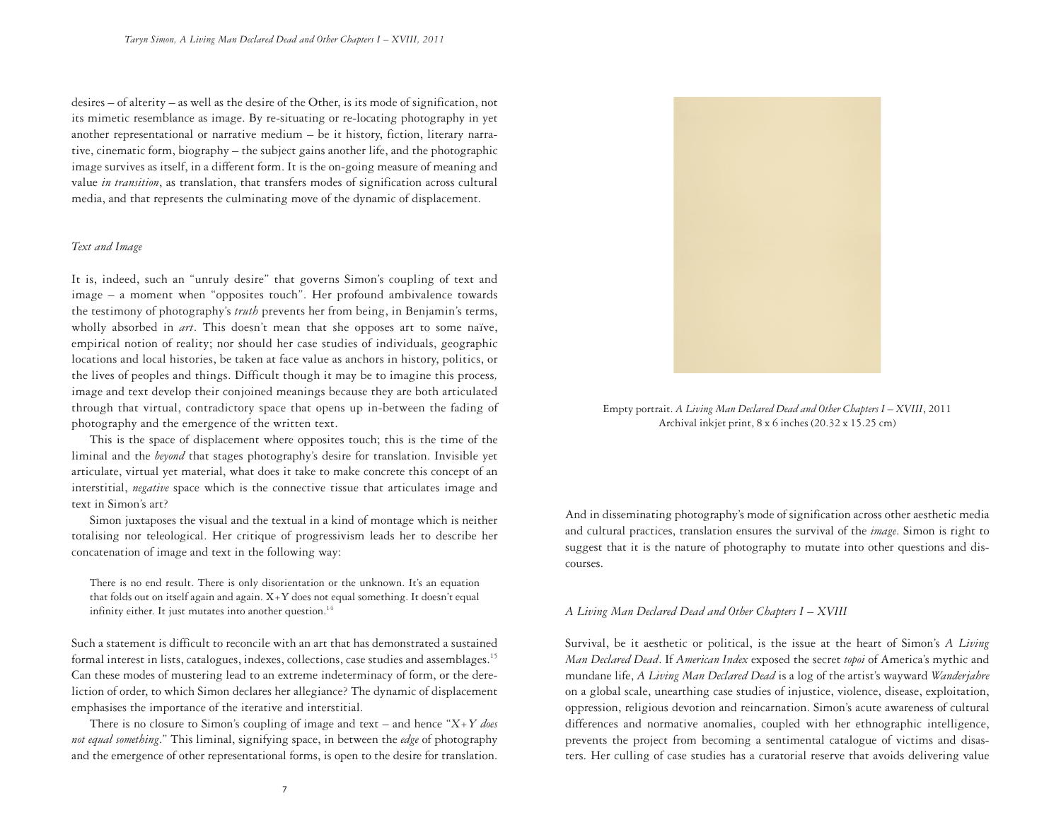desires – of alterity – as well as the desire of the Other, is its mode of signification, not its mimetic resemblance as image. By re-situating or re-locating photography in yet another representational or narrative medium – be it history, fiction, literary narrative, cinematic form, biography – the subject gains another life, and the photographic image survives as itself, in a different form. It is the on-going measure of meaning and value *in transition*, as translation, that transfers modes of signification across cultural media, and that represents the culminating move of the dynamic of displacement.

### *Text and Image*

It is, indeed, such an "unruly desire" that governs Simon's coupling of text and image – a moment when "opposites touch". Her profound ambivalence towards the testimony of photography's *truth* prevents her from being, in Benjamin's terms, wholly absorbed in *art*. This doesn't mean that she opposes art to some naïve, empirical notion of reality; nor should her case studies of individuals, geographic locations and local histories, be taken at face value as anchors in history, politics, or the lives of peoples and things. Difficult though it may be to imagine this process, image and text develop their conjoined meanings because they are both articulated through that virtual, contradictory space that opens up in-between the fading of photography and the emergence of the written text.

This is the space of displacement where opposites touch; this is the time of the liminal and the *beyond* that stages photography's desire for translation. Invisible yet articulate, virtual yet material, what does it take to make concrete this concept of an interstitial, *negative* space which is the connective tissue that articulates image and text in Simon's art?

Simon juxtaposes the visual and the textual in a kind of montage which is neither totalising nor teleological. Her critique of progressivism leads her to describe her concatenation of image and text in the following way:

> There is no end result. There is only disorientation or the unknown. It's an equation that folds out on itself again and again. X+Y does not equal something. It doesn't equal infinity either. It just mutates into another question.[14]

Such a statement is difficult to reconcile with an art that has demonstrated a sustained formal interest in lists, catalogues, indexes, collections, case studies and assemblages.[15] Can these modes of mustering lead to an extreme indeterminacy of form, or the dereliction of order, to which Simon declares her allegiance? The dynamic of displacement emphasises the importance of the iterative and interstitial.

There is no closure to Simon's coupling of image and text – and hence "*X+Y does not equal something*." This liminal, signifying space, in between the *edge* of photography and the emergence of other representational forms, is open to the desire for translation.

Empty portrait. *A Living Man Declared Dead and Other Chapters I – XVIII*, 2011
Archival inkjet print, 8 x 6 inches (20.32 x 15.25 cm)

And in disseminating photography's mode of signification across other aesthetic media and cultural practices, translation ensures the survival of the *image*. Simon is right to suggest that it is the nature of photography to mutate into other questions and discourses.

### *A Living Man Declared Dead and Other Chapters I – XVIII*

Survival, be it aesthetic or political, is the issue at the heart of Simon's *A Living Man Declared Dead*. If *American Index* exposed the secret *topoi* of America's mythic and mundane life, *A Living Man Declared Dead* is a log of the artist's wayward *Wanderjahre* on a global scale, unearthing case studies of injustice, violence, disease, exploitation, oppression, religious devotion and reincarnation. Simon's acute awareness of cultural differences and normative anomalies, coupled with her ethnographic intelligence, prevents the project from becoming a sentimental catalogue of victims and disasters. Her culling of case studies has a curatorial reserve that avoids delivering value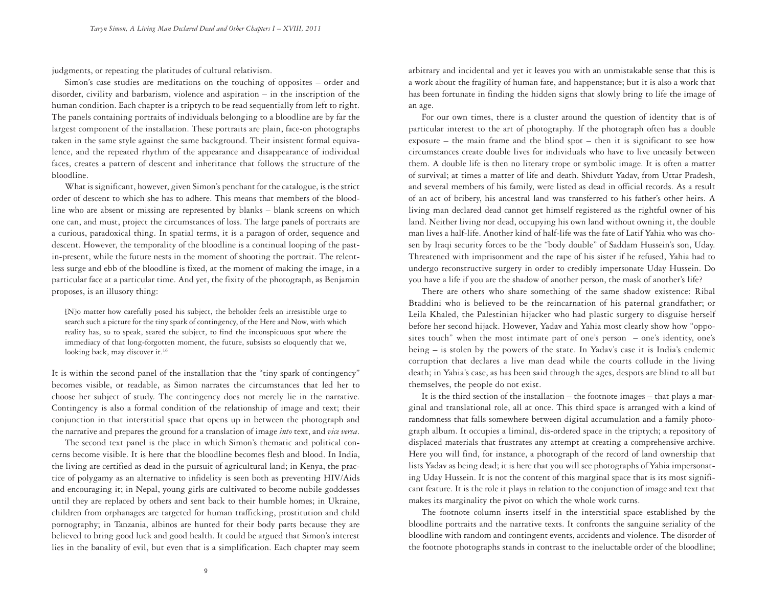judgments, or repeating the platitudes of cultural relativism.

Simon's case studies are meditations on the touching of opposites – order and disorder, civility and barbarism, violence and aspiration – in the inscription of the human condition. Each chapter is a triptych to be read sequentially from left to right. The panels containing portraits of individuals belonging to a bloodline are by far the largest component of the installation. These portraits are plain, face-on photographs taken in the same style against the same background. Their insistent formal equivalence, and the repeated rhythm of the appearance and disappearance of individual faces, creates a pattern of descent and inheritance that follows the structure of the bloodline.

What is significant, however, given Simon's penchant for the catalogue, is the strict order of descent to which she has to adhere. This means that members of the bloodline who are absent or missing are represented by blanks – blank screens on which one can, and must, project the circumstances of loss. The large panels of portraits are a curious, paradoxical thing. In spatial terms, it is a paragon of order, sequence and descent. However, the temporality of the bloodline is a continual looping of the past-in-present, while the future nests in the moment of shooting the portrait. The relentless surge and ebb of the bloodline is fixed, at the moment of making the image, in a particular face at a particular time. And yet, the fixity of the photograph, as Benjamin proposes, is an illusory thing:

> [N]o matter how carefully posed his subject, the beholder feels an irresistible urge to search such a picture for the tiny spark of contingency, of the Here and Now, with which reality has, so to speak, seared the subject, to find the inconspicuous spot where the immediacy of that long-forgotten moment, the future, subsists so eloquently that we, looking back, may discover it.[16]

It is within the second panel of the installation that the "tiny spark of contingency" becomes visible, or readable, as Simon narrates the circumstances that led her to choose her subject of study. The contingency does not merely lie in the narrative. Contingency is also a formal condition of the relationship of image and text; their conjunction in that interstitial space that opens up in between the photograph and the narrative and prepares the ground for a translation of image *into* text, and *vice versa*.

The second text panel is the place in which Simon's thematic and political concerns become visible. It is here that the bloodline becomes flesh and blood. In India, the living are certified as dead in the pursuit of agricultural land; in Kenya, the practice of polygamy as an alternative to infidelity is seen both as preventing HIV/Aids and encouraging it; in Nepal, young girls are cultivated to become nubile goddesses until they are replaced by others and sent back to their humble homes; in Ukraine, children from orphanages are targeted for human trafficking, prostitution and child pornography; in Tanzania, albinos are hunted for their body parts because they are believed to bring good luck and good health. It could be argued that Simon's interest lies in the banality of evil, but even that is a simplification. Each chapter may seem arbitrary and incidental and yet it leaves you with an unmistakable sense that this is a work about the fragility of human fate, and happenstance; but it is also a work that has been fortunate in finding the hidden signs that slowly bring to life the image of an age.

For our own times, there is a cluster around the question of identity that is of particular interest to the art of photography. If the photograph often has a double exposure – the main frame and the blind spot – then it is significant to see how circumstances create double lives for individuals who have to live uneasily between them. A double life is then no literary trope or symbolic image. It is often a matter of survival; at times a matter of life and death. Shivdutt Yadav, from Uttar Pradesh, and several members of his family, were listed as dead in official records. As a result of an act of bribery, his ancestral land was transferred to his father's other heirs. A living man declared dead cannot get himself registered as the rightful owner of his land. Neither living nor dead, occupying his own land without owning it, the double man lives a half-life. Another kind of half-life was the fate of Latif Yahia who was chosen by Iraqi security forces to be the "body double" of Saddam Hussein's son, Uday. Threatened with imprisonment and the rape of his sister if he refused, Yahia had to undergo reconstructive surgery in order to credibly impersonate Uday Hussein. Do you have a life if you are the shadow of another person, the mask of another's life?

There are others who share something of the same shadow existence: Ribal Btaddini who is believed to be the reincarnation of his paternal grandfather; or Leila Khaled, the Palestinian hijacker who had plastic surgery to disguise herself before her second hijack. However, Yadav and Yahia most clearly show how "opposites touch" when the most intimate part of one's person – one's identity, one's being – is stolen by the powers of the state. In Yadav's case it is India's endemic corruption that declares a live man dead while the courts collude in the living death; in Yahia's case, as has been said through the ages, despots are blind to all but themselves, the people do not exist.

It is the third section of the installation – the footnote images – that plays a marginal and translational role, all at once. This third space is arranged with a kind of randomness that falls somewhere between digital accumulation and a family photograph album. It occupies a liminal, dis-ordered space in the triptych; a repository of displaced materials that frustrates any attempt at creating a comprehensive archive. Here you will find, for instance, a photograph of the record of land ownership that lists Yadav as being dead; it is here that you will see photographs of Yahia impersonating Uday Hussein. It is not the content of this marginal space that is its most significant feature. It is the role it plays in relation to the conjunction of image and text that makes its marginality the pivot on which the whole work turns.

The footnote column inserts itself in the interstitial space established by the bloodline portraits and the narrative texts. It confronts the sanguine seriality of the bloodline with random and contingent events, accidents and violence. The disorder of the footnote photographs stands in contrast to the ineluctable order of the bloodline;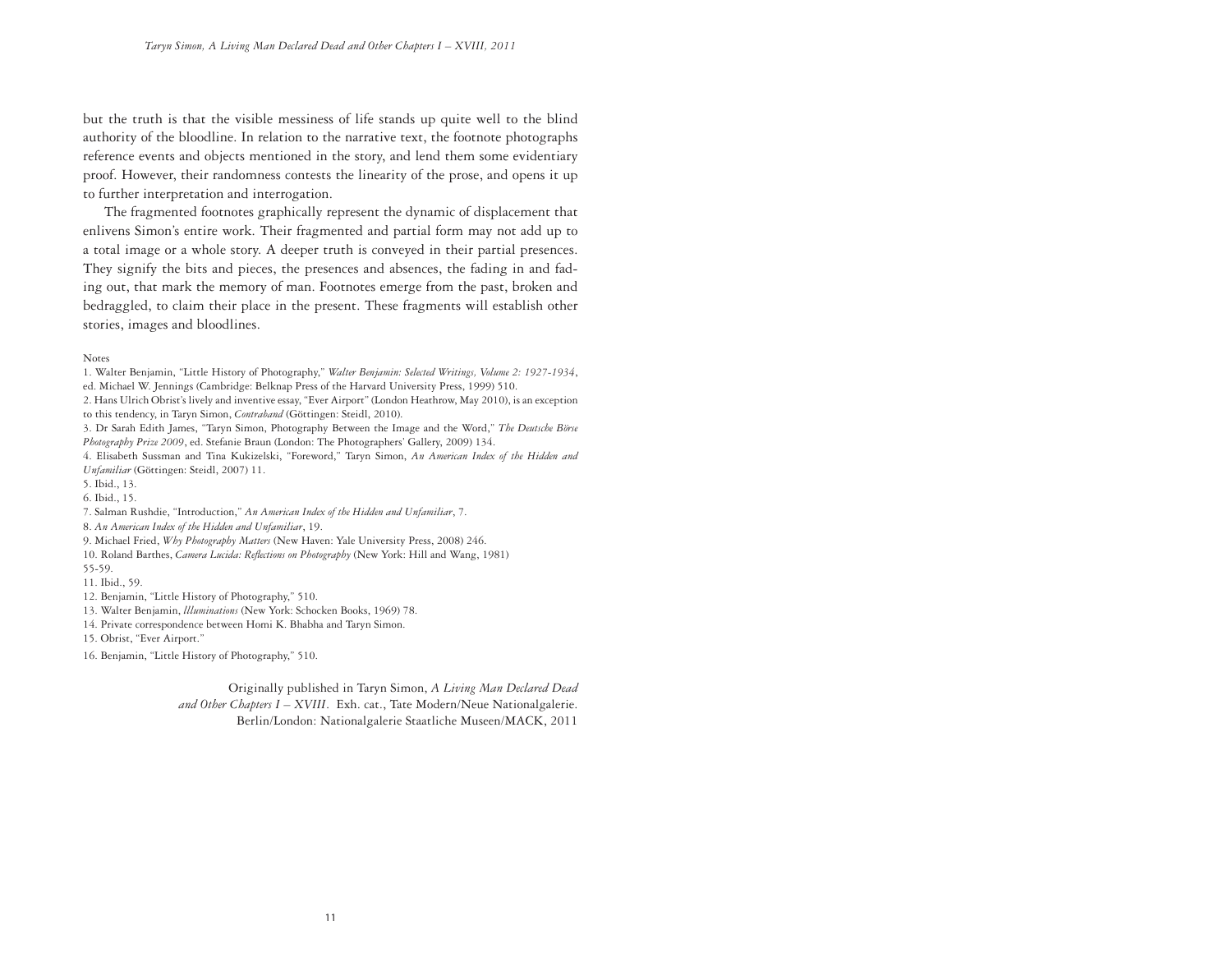but the truth is that the visible messiness of life stands up quite well to the blind authority of the bloodline. In relation to the narrative text, the footnote photographs reference events and objects mentioned in the story, and lend them some evidentiary proof. However, their randomness contests the linearity of the prose, and opens it up to further interpretation and interrogation.

The fragmented footnotes graphically represent the dynamic of displacement that enlivens Simon's entire work. Their fragmented and partial form may not add up to a total image or a whole story. A deeper truth is conveyed in their partial presences. They signify the bits and pieces, the presences and absences, the fading in and fading out, that mark the memory of man. Footnotes emerge from the past, broken and bedraggled, to claim their place in the present. These fragments will establish other stories, images and bloodlines.

Notes

1. Walter Benjamin, "Little History of Photography," *Walter Benjamin: Selected Writings, Volume 2: 1927-1934*, ed. Michael W. Jennings (Cambridge: Belknap Press of the Harvard University Press, 1999) 510.
2. Hans Ulrich Obrist's lively and inventive essay, "Ever Airport" (London Heathrow, May 2010), is an exception to this tendency, in Taryn Simon, *Contraband* (Göttingen: Steidl, 2010).
3. Dr Sarah Edith James, "Taryn Simon, Photography Between the Image and the Word," *The Deutsche Börse Photography Prize 2009*, ed. Stefanie Braun (London: The Photographers' Gallery, 2009) 134.
4. Elisabeth Sussman and Tina Kukizelski, "Foreword," Taryn Simon, *An American Index of the Hidden and Unfamiliar* (Göttingen: Steidl, 2007) 11.
5. Ibid., 13.
6. Ibid., 15.
7. Salman Rushdie, "Introduction," *An American Index of the Hidden and Unfamiliar*, 7.
8. *An American Index of the Hidden and Unfamiliar*, 19.
9. Michael Fried, *Why Photography Matters* (New Haven: Yale University Press, 2008) 246.
10. Roland Barthes, *Camera Lucida: Reflections on Photography* (New York: Hill and Wang, 1981) 55-59.
11. Ibid., 59.
12. Benjamin, "Little History of Photography," 510.
13. Walter Benjamin, *Illuminations* (New York: Schocken Books, 1969) 78.
14. Private correspondence between Homi K. Bhabha and Taryn Simon.
15. Obrist, "Ever Airport."
16. Benjamin, "Little History of Photography," 510.

Originally published in Taryn Simon, *A Living Man Declared Dead and Other Chapters I – XVIII*. Exh. cat., Tate Modern/Neue Nationalgalerie. Berlin/London: Nationalgalerie Staatliche Museen/MACK, 2011